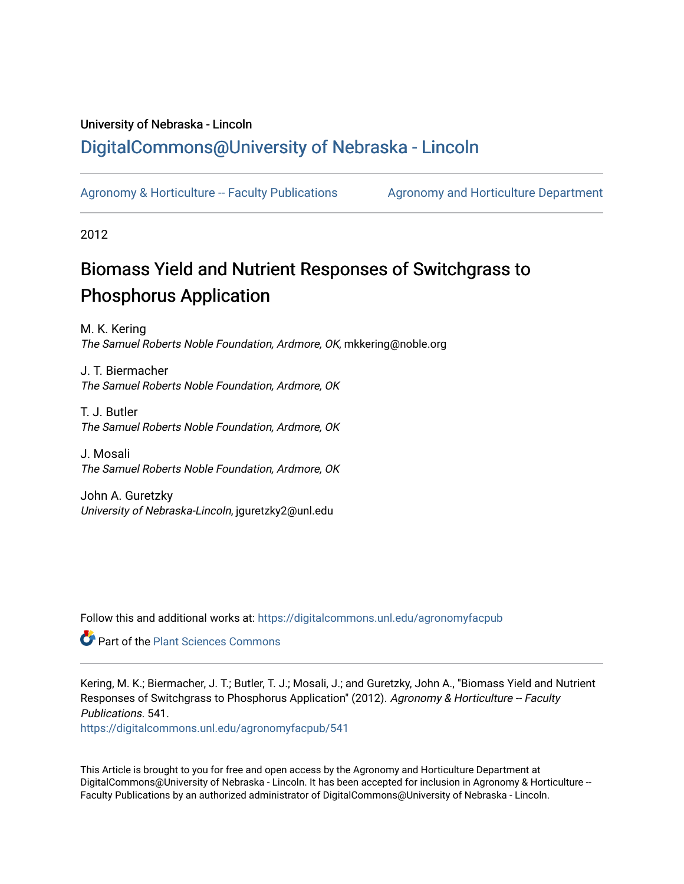University of Nebraska - Lincoln

## DigitalCommons@University of Nebraska - Lincoln

Agronomy & Horticulture -- Faculty Publications | Agronomy and Horticulture Department

2012

# Biomass Yield and Nutrient Responses of Switchgrass to Phosphorus Application

M. K. Kering
*The Samuel Roberts Noble Foundation, Ardmore, OK*, mkkering@noble.org

J. T. Biermacher
*The Samuel Roberts Noble Foundation, Ardmore, OK*

T. J. Butler
*The Samuel Roberts Noble Foundation, Ardmore, OK*

J. Mosali
*The Samuel Roberts Noble Foundation, Ardmore, OK*

John A. Guretzky
*University of Nebraska-Lincoln*, jguretzky2@unl.edu

Follow this and additional works at: https://digitalcommons.unl.edu/agronomyfacpub

Part of the Plant Sciences Commons

Kering, M. K.; Biermacher, J. T.; Butler, T. J.; Mosali, J.; and Guretzky, John A., "Biomass Yield and Nutrient Responses of Switchgrass to Phosphorus Application" (2012). *Agronomy & Horticulture -- Faculty Publications*. 541.
https://digitalcommons.unl.edu/agronomyfacpub/541

This Article is brought to you for free and open access by the Agronomy and Horticulture Department at DigitalCommons@University of Nebraska - Lincoln. It has been accepted for inclusion in Agronomy & Horticulture -- Faculty Publications by an authorized administrator of DigitalCommons@University of Nebraska - Lincoln.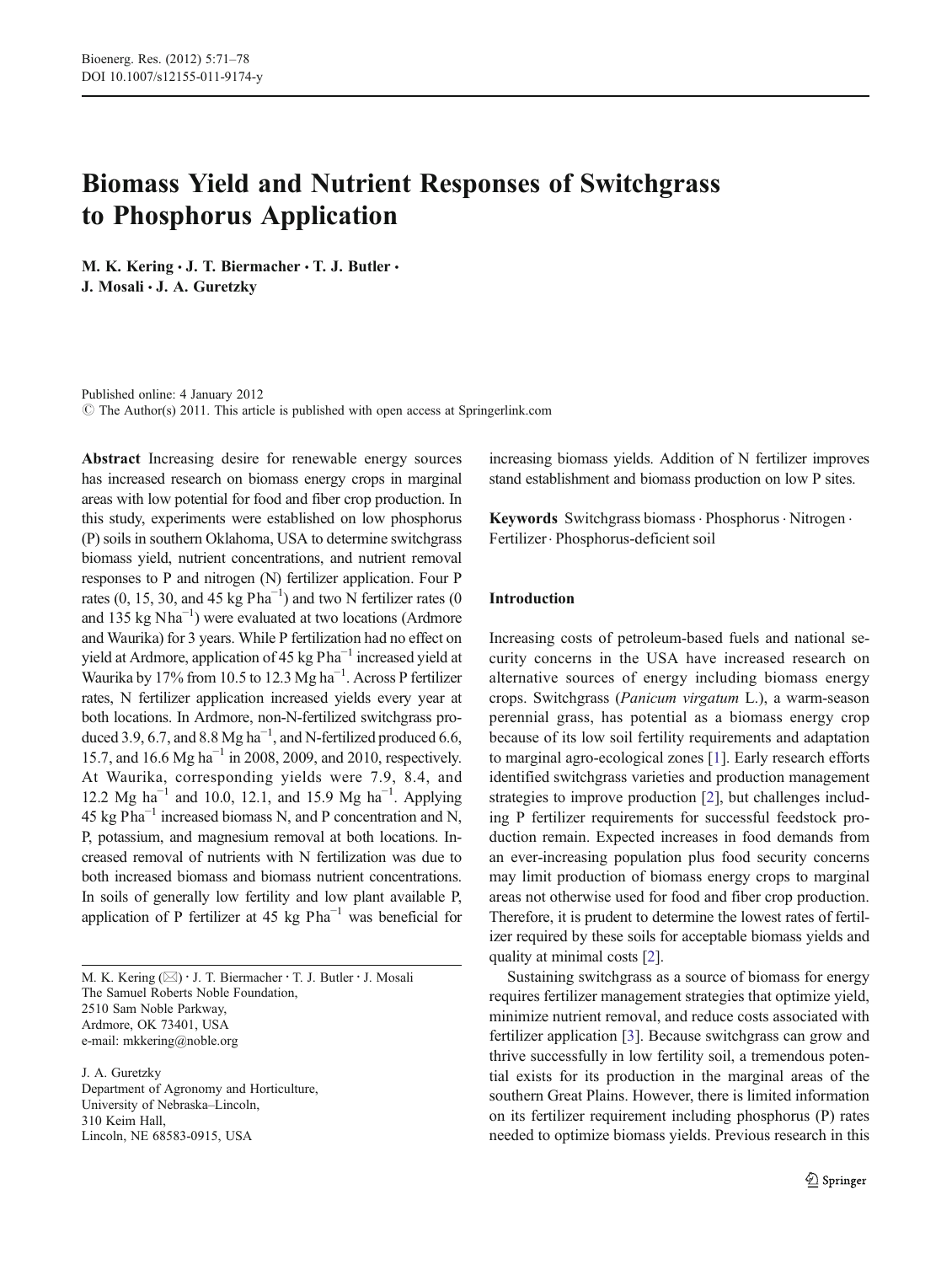# Biomass Yield and Nutrient Responses of Switchgrass to Phosphorus Application

M. K. Kering · J. T. Biermacher · T. J. Butler · J. Mosali · J. A. Guretzky

Published online: 4 January 2012
© The Author(s) 2011. This article is published with open access at Springerlink.com

**Abstract** Increasing desire for renewable energy sources has increased research on biomass energy crops in marginal areas with low potential for food and fiber crop production. In this study, experiments were established on low phosphorus (P) soils in southern Oklahoma, USA to determine switchgrass biomass yield, nutrient concentrations, and nutrient removal responses to P and nitrogen (N) fertilizer application. Four P rates (0, 15, 30, and 45 kg P $ha^{-1}$) and two N fertilizer rates (0 and 135 kg N $ha^{-1}$) were evaluated at two locations (Ardmore and Waurika) for 3 years. While P fertilization had no effect on yield at Ardmore, application of 45 kg P $ha^{-1}$ increased yield at Waurika by 17% from 10.5 to 12.3 Mg $ha^{-1}$. Across P fertilizer rates, N fertilizer application increased yields every year at both locations. In Ardmore, non-N-fertilized switchgrass produced 3.9, 6.7, and 8.8 Mg $ha^{-1}$, and N-fertilized produced 6.6, 15.7, and 16.6 Mg $ha^{-1}$ in 2008, 2009, and 2010, respectively. At Waurika, corresponding yields were 7.9, 8.4, and 12.2 Mg $ha^{-1}$ and 10.0, 12.1, and 15.9 Mg $ha^{-1}$. Applying 45 kg P $ha^{-1}$ increased biomass N, and P concentration and N, P, potassium, and magnesium removal at both locations. Increased removal of nutrients with N fertilization was due to both increased biomass and biomass nutrient concentrations. In soils of generally low fertility and low plant available P, application of P fertilizer at 45 kg P $ha^{-1}$ was beneficial for increasing biomass yields. Addition of N fertilizer improves stand establishment and biomass production on low P sites.

**Keywords** Switchgrass biomass · Phosphorus · Nitrogen · Fertilizer · Phosphorus-deficient soil

M. K. Kering (✉) · J. T. Biermacher · T. J. Butler · J. Mosali
The Samuel Roberts Noble Foundation,
2510 Sam Noble Parkway,
Ardmore, OK 73401, USA
e-mail: mkkering@noble.org

J. A. Guretzky
Department of Agronomy and Horticulture,
University of Nebraska–Lincoln,
310 Keim Hall,
Lincoln, NE 68583-0915, USA

## Introduction

Increasing costs of petroleum-based fuels and national security concerns in the USA have increased research on alternative sources of energy including biomass energy crops. Switchgrass (*Panicum virgatum* L.), a warm-season perennial grass, has potential as a biomass energy crop because of its low soil fertility requirements and adaptation to marginal agro-ecological zones [1]. Early research efforts identified switchgrass varieties and production management strategies to improve production [2], but challenges including P fertilizer requirements for successful feedstock production remain. Expected increases in food demands from an ever-increasing population plus food security concerns may limit production of biomass energy crops to marginal areas not otherwise used for food and fiber crop production. Therefore, it is prudent to determine the lowest rates of fertilizer required by these soils for acceptable biomass yields and quality at minimal costs [2].

Sustaining switchgrass as a source of biomass for energy requires fertilizer management strategies that optimize yield, minimize nutrient removal, and reduce costs associated with fertilizer application [3]. Because switchgrass can grow and thrive successfully in low fertility soil, a tremendous potential exists for its production in the marginal areas of the southern Great Plains. However, there is limited information on its fertilizer requirement including phosphorus (P) rates needed to optimize biomass yields. Previous research in this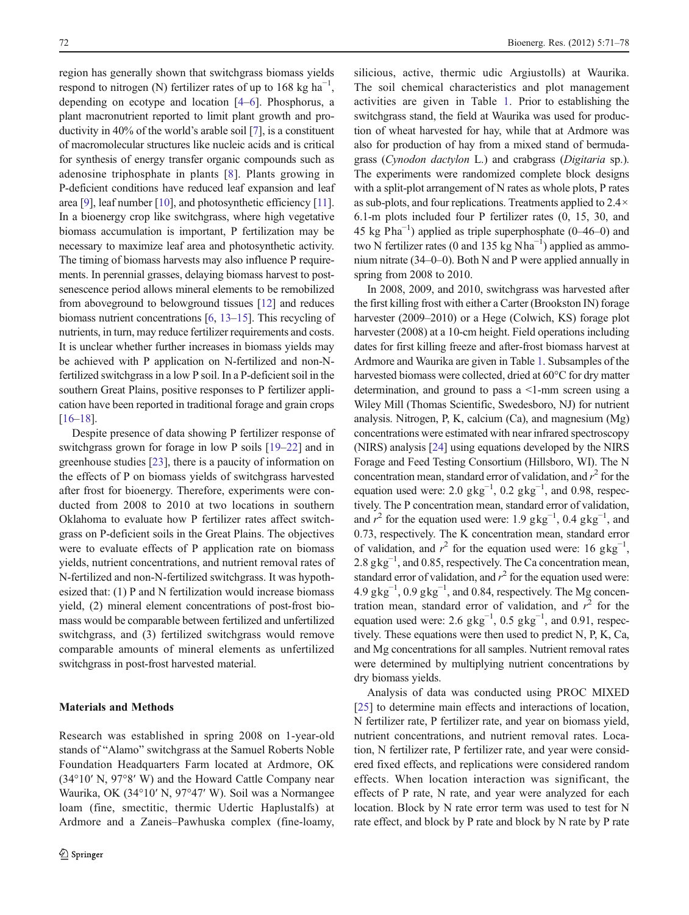region has generally shown that switchgrass biomass yields respond to nitrogen (N) fertilizer rates of up to 168 kg ha$^{-1}$, depending on ecotype and location [4–6]. Phosphorus, a plant macronutrient reported to limit plant growth and productivity in 40% of the world's arable soil [7], is a constituent of macromolecular structures like nucleic acids and is critical for synthesis of energy transfer organic compounds such as adenosine triphosphate in plants [8]. Plants growing in P-deficient conditions have reduced leaf expansion and leaf area [9], leaf number [10], and photosynthetic efficiency [11]. In a bioenergy crop like switchgrass, where high vegetative biomass accumulation is important, P fertilization may be necessary to maximize leaf area and photosynthetic activity. The timing of biomass harvests may also influence P requirements. In perennial grasses, delaying biomass harvest to post-senescence period allows mineral elements to be remobilized from aboveground to belowground tissues [12] and reduces biomass nutrient concentrations [6, 13–15]. This recycling of nutrients, in turn, may reduce fertilizer requirements and costs. It is unclear whether further increases in biomass yields may be achieved with P application on N-fertilized and non-N-fertilized switchgrass in a low P soil. In a P-deficient soil in the southern Great Plains, positive responses to P fertilizer application have been reported in traditional forage and grain crops [16–18].

Despite presence of data showing P fertilizer response of switchgrass grown for forage in low P soils [19–22] and in greenhouse studies [23], there is a paucity of information on the effects of P on biomass yields of switchgrass harvested after frost for bioenergy. Therefore, experiments were conducted from 2008 to 2010 at two locations in southern Oklahoma to evaluate how P fertilizer rates affect switchgrass on P-deficient soils in the Great Plains. The objectives were to evaluate effects of P application rate on biomass yields, nutrient concentrations, and nutrient removal rates of N-fertilized and non-N-fertilized switchgrass. It was hypothesized that: (1) P and N fertilization would increase biomass yield, (2) mineral element concentrations of post-frost biomass would be comparable between fertilized and unfertilized switchgrass, and (3) fertilized switchgrass would remove comparable amounts of mineral elements as unfertilized switchgrass in post-frost harvested material.

## Materials and Methods

Research was established in spring 2008 on 1-year-old stands of "Alamo" switchgrass at the Samuel Roberts Noble Foundation Headquarters Farm located at Ardmore, OK (34°10′ N, 97°8′ W) and the Howard Cattle Company near Waurika, OK (34°10′ N, 97°47′ W). Soil was a Normangee loam (fine, smectitic, thermic Udertic Haplustalfs) at Ardmore and a Zaneis–Pawhuska complex (fine-loamy, silicious, active, thermic udic Argiustolls) at Waurika. The soil chemical characteristics and plot management activities are given in Table 1. Prior to establishing the switchgrass stand, the field at Waurika was used for production of wheat harvested for hay, while that at Ardmore was also for production of hay from a mixed stand of bermudagrass (*Cynodon dactylon* L.) and crabgrass (*Digitaria* sp.). The experiments were randomized complete block designs with a split-plot arrangement of N rates as whole plots, P rates as sub-plots, and four replications. Treatments applied to 2.4× 6.1-m plots included four P fertilizer rates (0, 15, 30, and 45 kg P ha$^{-1}$) applied as triple superphosphate (0–46–0) and two N fertilizer rates (0 and 135 kg N ha$^{-1}$) applied as ammonium nitrate (34–0–0). Both N and P were applied annually in spring from 2008 to 2010.

In 2008, 2009, and 2010, switchgrass was harvested after the first killing frost with either a Carter (Brookston IN) forage harvester (2009–2010) or a Hege (Colwich, KS) forage plot harvester (2008) at a 10-cm height. Field operations including dates for first killing freeze and after-frost biomass harvest at Ardmore and Waurika are given in Table 1. Subsamples of the harvested biomass were collected, dried at 60°C for dry matter determination, and ground to pass a <1-mm screen using a Wiley Mill (Thomas Scientific, Swedesboro, NJ) for nutrient analysis. Nitrogen, P, K, calcium (Ca), and magnesium (Mg) concentrations were estimated with near infrared spectroscopy (NIRS) analysis [24] using equations developed by the NIRS Forage and Feed Testing Consortium (Hillsboro, WI). The N concentration mean, standard error of validation, and $r^2$ for the equation used were: 2.0 g kg$^{-1}$, 0.2 g kg$^{-1}$, and 0.98, respectively. The P concentration mean, standard error of validation, and $r^2$ for the equation used were: 1.9 g kg$^{-1}$, 0.4 g kg$^{-1}$, and 0.73, respectively. The K concentration mean, standard error of validation, and $r^2$ for the equation used were: 16 g kg$^{-1}$, 2.8 g kg$^{-1}$, and 0.85, respectively. The Ca concentration mean, standard error of validation, and $r^2$ for the equation used were: 4.9 g kg$^{-1}$, 0.9 g kg$^{-1}$, and 0.84, respectively. The Mg concentration mean, standard error of validation, and $r^2$ for the equation used were: 2.6 g kg$^{-1}$, 0.5 g kg$^{-1}$, and 0.91, respectively. These equations were then used to predict N, P, K, Ca, and Mg concentrations for all samples. Nutrient removal rates were determined by multiplying nutrient concentrations by dry biomass yields.

Analysis of data was conducted using PROC MIXED [25] to determine main effects and interactions of location, N fertilizer rate, P fertilizer rate, and year on biomass yield, nutrient concentrations, and nutrient removal rates. Location, N fertilizer rate, P fertilizer rate, and year were considered fixed effects, and replications were considered random effects. When location interaction was significant, the effects of P rate, N rate, and year were analyzed for each location. Block by N rate error term was used to test for N rate effect, and block by P rate and block by N rate by P rate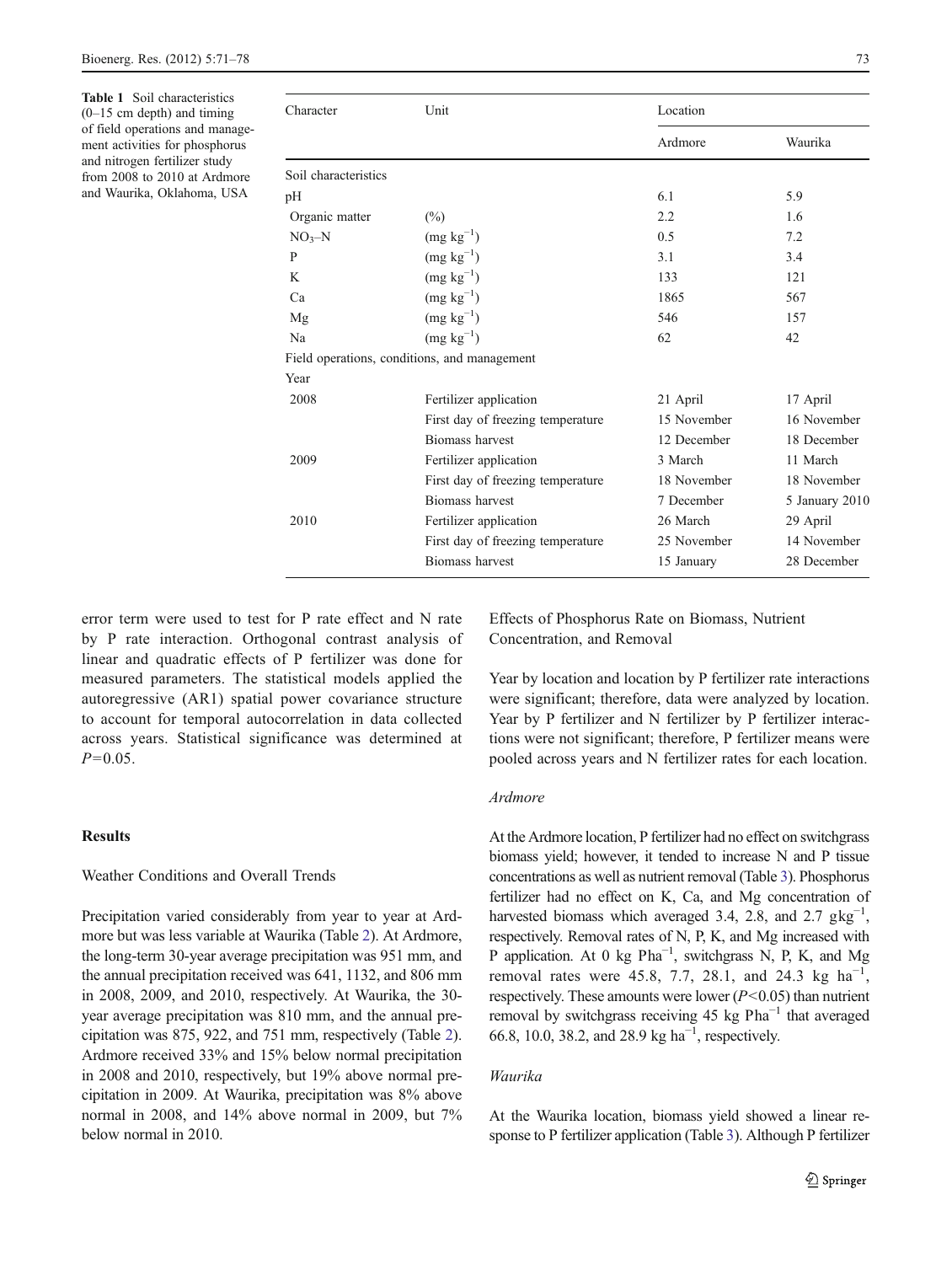**Table 1** Soil characteristics (0–15 cm depth) and timing of field operations and management activities for phosphorus and nitrogen fertilizer study from 2008 to 2010 at Ardmore and Waurika, Oklahoma, USA

| Character | Unit | Location | |
|---|---|---|---|
| | | Ardmore | Waurika |
| Soil characteristics | | | |
| pH | | 6.1 | 5.9 |
| Organic matter | (%) | 2.2 | 1.6 |
| $NO_3$–N | (mg $kg^{-1}$) | 0.5 | 7.2 |
| P | (mg $kg^{-1}$) | 3.1 | 3.4 |
| K | (mg $kg^{-1}$) | 133 | 121 |
| Ca | (mg $kg^{-1}$) | 1865 | 567 |
| Mg | (mg $kg^{-1}$) | 546 | 157 |
| Na | (mg $kg^{-1}$) | 62 | 42 |
| Field operations, conditions, and management | | | |
| Year | | | |
| 2008 | Fertilizer application | 21 April | 17 April |
| | First day of freezing temperature | 15 November | 16 November |
| | Biomass harvest | 12 December | 18 December |
| 2009 | Fertilizer application | 3 March | 11 March |
| | First day of freezing temperature | 18 November | 18 November |
| | Biomass harvest | 7 December | 5 January 2010 |
| 2010 | Fertilizer application | 26 March | 29 April |
| | First day of freezing temperature | 25 November | 14 November |
| | Biomass harvest | 15 January | 28 December |

error term were used to test for P rate effect and N rate by P rate interaction. Orthogonal contrast analysis of linear and quadratic effects of P fertilizer was done for measured parameters. The statistical models applied the autoregressive (AR1) spatial power covariance structure to account for temporal autocorrelation in data collected across years. Statistical significance was determined at $P=0.05$.

## Results

### Weather Conditions and Overall Trends

Precipitation varied considerably from year to year at Ardmore but was less variable at Waurika (Table 2). At Ardmore, the long-term 30-year average precipitation was 951 mm, and the annual precipitation received was 641, 1132, and 806 mm in 2008, 2009, and 2010, respectively. At Waurika, the 30-year average precipitation was 810 mm, and the annual precipitation was 875, 922, and 751 mm, respectively (Table 2). Ardmore received 33% and 15% below normal precipitation in 2008 and 2010, respectively, but 19% above normal precipitation in 2009. At Waurika, precipitation was 8% above normal in 2008, and 14% above normal in 2009, but 7% below normal in 2010.

### Effects of Phosphorus Rate on Biomass, Nutrient Concentration, and Removal

Year by location and location by P fertilizer rate interactions were significant; therefore, data were analyzed by location. Year by P fertilizer and N fertilizer by P fertilizer interactions were not significant; therefore, P fertilizer means were pooled across years and N fertilizer rates for each location.

#### *Ardmore*

At the Ardmore location, P fertilizer had no effect on switchgrass biomass yield; however, it tended to increase N and P tissue concentrations as well as nutrient removal (Table 3). Phosphorus fertilizer had no effect on K, Ca, and Mg concentration of harvested biomass which averaged 3.4, 2.8, and 2.7 g $kg^{-1}$, respectively. Removal rates of N, P, K, and Mg increased with P application. At 0 kg P$ha^{-1}$, switchgrass N, P, K, and Mg removal rates were 45.8, 7.7, 28.1, and 24.3 kg $ha^{-1}$, respectively. These amounts were lower ($P<0.05$) than nutrient removal by switchgrass receiving 45 kg P$ha^{-1}$ that averaged 66.8, 10.0, 38.2, and 28.9 kg $ha^{-1}$, respectively.

#### *Waurika*

At the Waurika location, biomass yield showed a linear response to P fertilizer application (Table 3). Although P fertilizer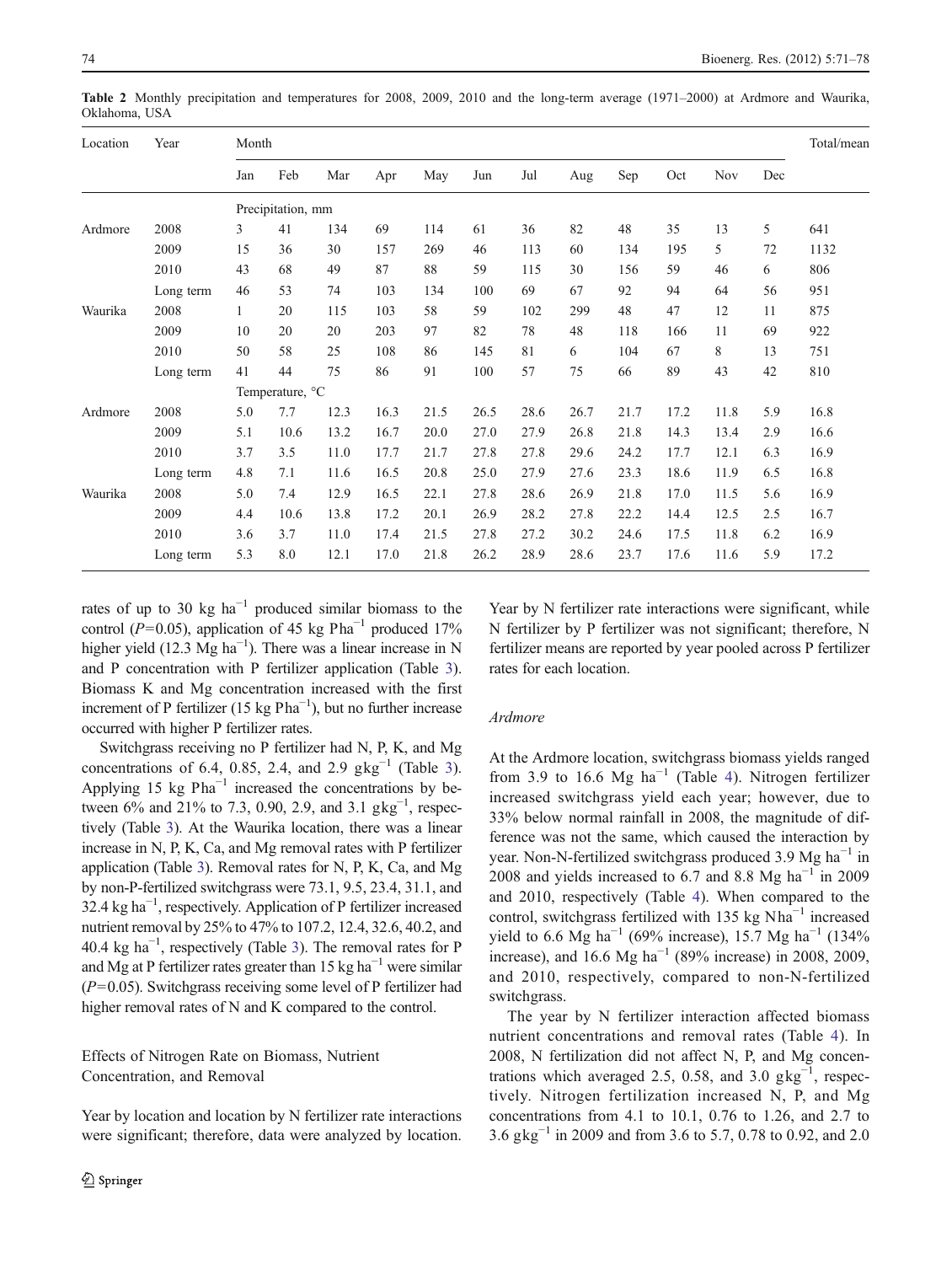**Table 2** Monthly precipitation and temperatures for 2008, 2009, 2010 and the long-term average (1971–2000) at Ardmore and Waurika, Oklahoma, USA

| Location | Year | Month | | | | | | | | | | | | Total/mean |
|---|---|---|---|---|---|---|---|---|---|---|---|---|---|---|
| | | Jan | Feb | Mar | Apr | May | Jun | Jul | Aug | Sep | Oct | Nov | Dec | |
| | | Precipitation, mm | | | | | | | | | | | | |
| Ardmore | 2008 | 3 | 41 | 134 | 69 | 114 | 61 | 36 | 82 | 48 | 35 | 13 | 5 | 641 |
| | 2009 | 15 | 36 | 30 | 157 | 269 | 46 | 113 | 60 | 134 | 195 | 5 | 72 | 1132 |
| | 2010 | 43 | 68 | 49 | 87 | 88 | 59 | 115 | 30 | 156 | 59 | 46 | 6 | 806 |
| | Long term | 46 | 53 | 74 | 103 | 134 | 100 | 69 | 67 | 92 | 94 | 64 | 56 | 951 |
| Waurika | 2008 | 1 | 20 | 115 | 103 | 58 | 59 | 102 | 299 | 48 | 47 | 12 | 11 | 875 |
| | 2009 | 10 | 20 | 20 | 203 | 97 | 82 | 78 | 48 | 118 | 166 | 11 | 69 | 922 |
| | 2010 | 50 | 58 | 25 | 108 | 86 | 145 | 81 | 6 | 104 | 67 | 8 | 13 | 751 |
| | Long term | 41 | 44 | 75 | 86 | 91 | 100 | 57 | 75 | 66 | 89 | 43 | 42 | 810 |
| | | Temperature, °C | | | | | | | | | | | | |
| Ardmore | 2008 | 5.0 | 7.7 | 12.3 | 16.3 | 21.5 | 26.5 | 28.6 | 26.7 | 21.7 | 17.2 | 11.8 | 5.9 | 16.8 |
| | 2009 | 5.1 | 10.6 | 13.2 | 16.7 | 20.0 | 27.0 | 27.9 | 26.8 | 21.8 | 14.3 | 13.4 | 2.9 | 16.6 |
| | 2010 | 3.7 | 3.5 | 11.0 | 17.7 | 21.7 | 27.8 | 27.8 | 29.6 | 24.2 | 17.7 | 12.1 | 6.3 | 16.9 |
| | Long term | 4.8 | 7.1 | 11.6 | 16.5 | 20.8 | 25.0 | 27.9 | 27.6 | 23.3 | 18.6 | 11.9 | 6.5 | 16.8 |
| Waurika | 2008 | 5.0 | 7.4 | 12.9 | 16.5 | 22.1 | 27.8 | 28.6 | 26.9 | 21.8 | 17.0 | 11.5 | 5.6 | 16.9 |
| | 2009 | 4.4 | 10.6 | 13.8 | 17.2 | 20.1 | 26.9 | 28.2 | 27.8 | 22.2 | 14.4 | 12.5 | 2.5 | 16.7 |
| | 2010 | 3.6 | 3.7 | 11.0 | 17.4 | 21.5 | 27.8 | 27.2 | 30.2 | 24.6 | 17.5 | 11.8 | 6.2 | 16.9 |
| | Long term | 5.3 | 8.0 | 12.1 | 17.0 | 21.8 | 26.2 | 28.9 | 28.6 | 23.7 | 17.6 | 11.6 | 5.9 | 17.2 |

rates of up to 30 kg $ha^{-1}$ produced similar biomass to the control ($P$=0.05), application of 45 kg P$ha^{-1}$ produced 17% higher yield (12.3 Mg $ha^{-1}$). There was a linear increase in N and P concentration with P fertilizer application (Table 3). Biomass K and Mg concentration increased with the first increment of P fertilizer (15 kg P$ha^{-1}$), but no further increase occurred with higher P fertilizer rates.

Switchgrass receiving no P fertilizer had N, P, K, and Mg concentrations of 6.4, 0.85, 2.4, and 2.9 g$kg^{-1}$ (Table 3). Applying 15 kg P$ha^{-1}$ increased the concentrations by between 6% and 21% to 7.3, 0.90, 2.9, and 3.1 g$kg^{-1}$, respectively (Table 3). At the Waurika location, there was a linear increase in N, P, K, Ca, and Mg removal rates with P fertilizer application (Table 3). Removal rates for N, P, K, Ca, and Mg by non-P-fertilized switchgrass were 73.1, 9.5, 23.4, 31.1, and 32.4 kg $ha^{-1}$, respectively. Application of P fertilizer increased nutrient removal by 25% to 47% to 107.2, 12.4, 32.6, 40.2, and 40.4 kg $ha^{-1}$, respectively (Table 3). The removal rates for P and Mg at P fertilizer rates greater than 15 kg $ha^{-1}$ were similar ($P$=0.05). Switchgrass receiving some level of P fertilizer had higher removal rates of N and K compared to the control.

## Effects of Nitrogen Rate on Biomass, Nutrient Concentration, and Removal

Year by location and location by N fertilizer rate interactions were significant; therefore, data were analyzed by location. Year by N fertilizer rate interactions were significant, while N fertilizer by P fertilizer was not significant; therefore, N fertilizer means are reported by year pooled across P fertilizer rates for each location.

### *Ardmore*

At the Ardmore location, switchgrass biomass yields ranged from 3.9 to 16.6 Mg $ha^{-1}$ (Table 4). Nitrogen fertilizer increased switchgrass yield each year; however, due to 33% below normal rainfall in 2008, the magnitude of difference was not the same, which caused the interaction by year. Non-N-fertilized switchgrass produced 3.9 Mg $ha^{-1}$ in 2008 and yields increased to 6.7 and 8.8 Mg $ha^{-1}$ in 2009 and 2010, respectively (Table 4). When compared to the control, switchgrass fertilized with 135 kg N$ha^{-1}$ increased yield to 6.6 Mg $ha^{-1}$ (69% increase), 15.7 Mg $ha^{-1}$ (134% increase), and 16.6 Mg $ha^{-1}$ (89% increase) in 2008, 2009, and 2010, respectively, compared to non-N-fertilized switchgrass.

The year by N fertilizer interaction affected biomass nutrient concentrations and removal rates (Table 4). In 2008, N fertilization did not affect N, P, and Mg concentrations which averaged 2.5, 0.58, and 3.0 g$kg^{-1}$, respectively. Nitrogen fertilization increased N, P, and Mg concentrations from 4.1 to 10.1, 0.76 to 1.26, and 2.7 to 3.6 g$kg^{-1}$ in 2009 and from 3.6 to 5.7, 0.78 to 0.92, and 2.0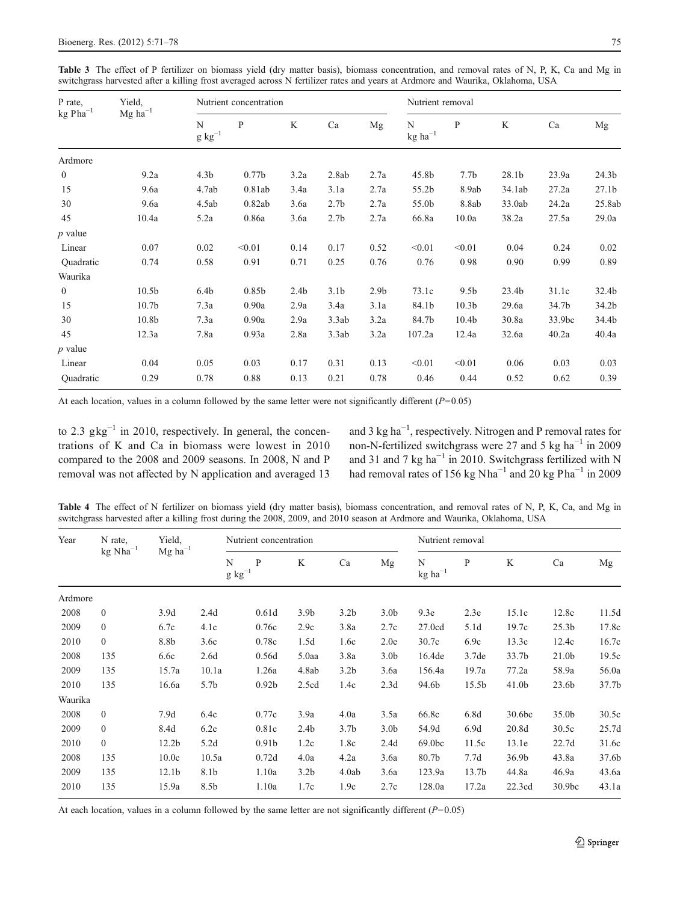**Table 3** The effect of P fertilizer on biomass yield (dry matter basis), biomass concentration, and removal rates of N, P, K, Ca and Mg in switchgrass harvested after a killing frost averaged across N fertilizer rates and years at Ardmore and Waurika, Oklahoma, USA

| P rate, kg P ha$^{-1}$ | Yield, Mg ha$^{-1}$ | Nutrient concentration | | | | | Nutrient removal | | | | |
|---|---|---|---|---|---|---|---|---|---|---|---|
| | | N g kg$^{-1}$ | P | K | Ca | Mg | N kg ha$^{-1}$ | P | K | Ca | Mg |
| Ardmore | | | | | | | | | | | |
| 0 | 9.2a | 4.3b | 0.77b | 3.2a | 2.8ab | 2.7a | 45.8b | 7.7b | 28.1b | 23.9a | 24.3b |
| 15 | 9.6a | 4.7ab | 0.81ab | 3.4a | 3.1a | 2.7a | 55.2b | 8.9ab | 34.1ab | 27.2a | 27.1b |
| 30 | 9.6a | 4.5ab | 0.82ab | 3.6a | 2.7b | 2.7a | 55.0b | 8.8ab | 33.0ab | 24.2a | 25.8ab |
| 45 | 10.4a | 5.2a | 0.86a | 3.6a | 2.7b | 2.7a | 66.8a | 10.0a | 38.2a | 27.5a | 29.0a |
| *p* value | | | | | | | | | | | |
| Linear | 0.07 | 0.02 | <0.01 | 0.14 | 0.17 | 0.52 | <0.01 | <0.01 | 0.04 | 0.24 | 0.02 |
| Quadratic | 0.74 | 0.58 | 0.91 | 0.71 | 0.25 | 0.76 | 0.76 | 0.98 | 0.90 | 0.99 | 0.89 |
| Waurika | | | | | | | | | | | |
| 0 | 10.5b | 6.4b | 0.85b | 2.4b | 3.1b | 2.9b | 73.1c | 9.5b | 23.4b | 31.1c | 32.4b |
| 15 | 10.7b | 7.3a | 0.90a | 2.9a | 3.4a | 3.1a | 84.1b | 10.3b | 29.6a | 34.7b | 34.2b |
| 30 | 10.8b | 7.3a | 0.90a | 2.9a | 3.3ab | 3.2a | 84.7b | 10.4b | 30.8a | 33.9bc | 34.4b |
| 45 | 12.3a | 7.8a | 0.93a | 2.8a | 3.3ab | 3.2a | 107.2a | 12.4a | 32.6a | 40.2a | 40.4a |
| *p* value | | | | | | | | | | | |
| Linear | 0.04 | 0.05 | 0.03 | 0.17 | 0.31 | 0.13 | <0.01 | <0.01 | 0.06 | 0.03 | 0.03 |
| Quadratic | 0.29 | 0.78 | 0.88 | 0.13 | 0.21 | 0.78 | 0.46 | 0.44 | 0.52 | 0.62 | 0.39 |

At each location, values in a column followed by the same letter were not significantly different ($P$=0.05)

to 2.3 g kg$^{-1}$ in 2010, respectively. In general, the concentrations of K and Ca in biomass were lowest in 2010 compared to the 2008 and 2009 seasons. In 2008, N and P removal was not affected by N application and averaged 13 and 3 kg ha$^{-1}$, respectively. Nitrogen and P removal rates for non-N-fertilized switchgrass were 27 and 5 kg ha$^{-1}$ in 2009 and 31 and 7 kg ha$^{-1}$ in 2010. Switchgrass fertilized with N had removal rates of 156 kg N ha$^{-1}$ and 20 kg P ha$^{-1}$ in 2009

**Table 4** The effect of N fertilizer on biomass yield (dry matter basis), biomass concentration, and removal rates of N, P, K, Ca, and Mg in switchgrass harvested after a killing frost during the 2008, 2009, and 2010 season at Ardmore and Waurika, Oklahoma, USA

| Year | N rate, kg N ha$^{-1}$ | Yield, Mg ha$^{-1}$ | Nutrient concentration | | | | | Nutrient removal | | | | |
|---|---|---|---|---|---|---|---|---|---|---|---|---|
| | | | N g kg$^{-1}$ | P | K | Ca | Mg | N kg ha$^{-1}$ | P | K | Ca | Mg |
| Ardmore | | | | | | | | | | | | |
| 2008 | 0 | 3.9d | 2.4d | 0.61d | 3.9b | 3.2b | 3.0b | 9.3e | 2.3e | 15.1c | 12.8c | 11.5d |
| 2009 | 0 | 6.7c | 4.1c | 0.76c | 2.9c | 3.8a | 2.7c | 27.0cd | 5.1d | 19.7c | 25.3b | 17.8c |
| 2010 | 0 | 8.8b | 3.6c | 0.78c | 1.5d | 1.6c | 2.0e | 30.7c | 6.9c | 13.3c | 12.4c | 16.7c |
| 2008 | 135 | 6.6c | 2.6d | 0.56d | 5.0aa | 3.8a | 3.0b | 16.4de | 3.7de | 33.7b | 21.0b | 19.5c |
| 2009 | 135 | 15.7a | 10.1a | 1.26a | 4.8ab | 3.2b | 3.6a | 156.4a | 19.7a | 77.2a | 58.9a | 56.0a |
| 2010 | 135 | 16.6a | 5.7b | 0.92b | 2.5cd | 1.4c | 2.3d | 94.6b | 15.5b | 41.0b | 23.6b | 37.7b |
| Waurika | | | | | | | | | | | | |
| 2008 | 0 | 7.9d | 6.4c | 0.77c | 3.9a | 4.0a | 3.5a | 66.8c | 6.8d | 30.6bc | 35.0b | 30.5c |
| 2009 | 0 | 8.4d | 6.2c | 0.81c | 2.4b | 3.7b | 3.0b | 54.9d | 6.9d | 20.8d | 30.5c | 25.7d |
| 2010 | 0 | 12.2b | 5.2d | 0.91b | 1.2c | 1.8c | 2.4d | 69.0bc | 11.5c | 13.1e | 22.7d | 31.6c |
| 2008 | 135 | 10.0c | 10.5a | 0.72d | 4.0a | 4.2a | 3.6a | 80.7b | 7.7d | 36.9b | 43.8a | 37.6b |
| 2009 | 135 | 12.1b | 8.1b | 1.10a | 3.2b | 4.0ab | 3.6a | 123.9a | 13.7b | 44.8a | 46.9a | 43.6a |
| 2010 | 135 | 15.9a | 8.5b | 1.10a | 1.7c | 1.9c | 2.7c | 128.0a | 17.2a | 22.3cd | 30.9bc | 43.1a |

At each location, values in a column followed by the same letter are not significantly different ($P$=0.05)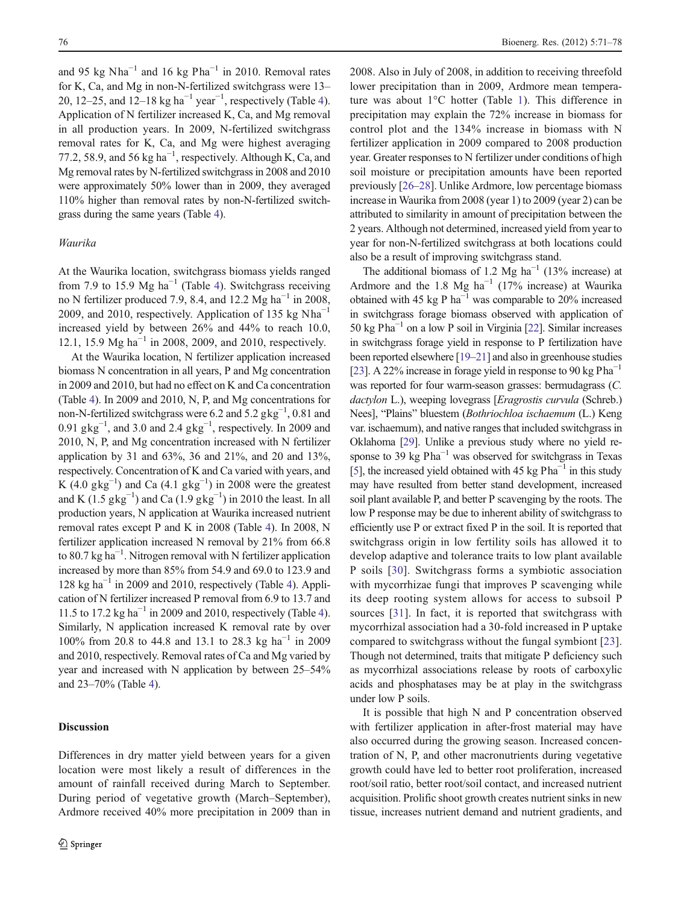and 95 kg N$ha^{-1}$ and 16 kg P$ha^{-1}$ in 2010. Removal rates for K, Ca, and Mg in non-N-fertilized switchgrass were 13–20, 12–25, and 12–18 kg $ha^{-1}$ $year^{-1}$, respectively (Table 4). Application of N fertilizer increased K, Ca, and Mg removal in all production years. In 2009, N-fertilized switchgrass removal rates for K, Ca, and Mg were highest averaging 77.2, 58.9, and 56 kg $ha^{-1}$, respectively. Although K, Ca, and Mg removal rates by N-fertilized switchgrass in 2008 and 2010 were approximately 50% lower than in 2009, they averaged 110% higher than removal rates by non-N-fertilized switchgrass during the same years (Table 4).

### *Waurika*

At the Waurika location, switchgrass biomass yields ranged from 7.9 to 15.9 Mg $ha^{-1}$ (Table 4). Switchgrass receiving no N fertilizer produced 7.9, 8.4, and 12.2 Mg $ha^{-1}$ in 2008, 2009, and 2010, respectively. Application of 135 kg N$ha^{-1}$ increased yield by between 26% and 44% to reach 10.0, 12.1, 15.9 Mg $ha^{-1}$ in 2008, 2009, and 2010, respectively.

At the Waurika location, N fertilizer application increased biomass N concentration in all years, P and Mg concentration in 2009 and 2010, but had no effect on K and Ca concentration (Table 4). In 2009 and 2010, N, P, and Mg concentrations for non-N-fertilized switchgrass were 6.2 and 5.2 g$kg^{-1}$, 0.81 and 0.91 g$kg^{-1}$, and 3.0 and 2.4 g$kg^{-1}$, respectively. In 2009 and 2010, N, P, and Mg concentration increased with N fertilizer application by 31 and 63%, 36 and 21%, and 20 and 13%, respectively. Concentration of K and Ca varied with years, and K (4.0 g$kg^{-1}$) and Ca (4.1 g$kg^{-1}$) in 2008 were the greatest and K (1.5 g$kg^{-1}$) and Ca (1.9 g$kg^{-1}$) in 2010 the least. In all production years, N application at Waurika increased nutrient removal rates except P and K in 2008 (Table 4). In 2008, N fertilizer application increased N removal by 21% from 66.8 to 80.7 kg $ha^{-1}$. Nitrogen removal with N fertilizer application increased by more than 85% from 54.9 and 69.0 to 123.9 and 128 kg $ha^{-1}$ in 2009 and 2010, respectively (Table 4). Application of N fertilizer increased P removal from 6.9 to 13.7 and 11.5 to 17.2 kg $ha^{-1}$ in 2009 and 2010, respectively (Table 4). Similarly, N application increased K removal rate by over 100% from 20.8 to 44.8 and 13.1 to 28.3 kg $ha^{-1}$ in 2009 and 2010, respectively. Removal rates of Ca and Mg varied by year and increased with N application by between 25–54% and 23–70% (Table 4).

## Discussion

Differences in dry matter yield between years for a given location were most likely a result of differences in the amount of rainfall received during March to September. During period of vegetative growth (March–September), Ardmore received 40% more precipitation in 2009 than in 2008. Also in July of 2008, in addition to receiving threefold lower precipitation than in 2009, Ardmore mean temperature was about 1°C hotter (Table 1). This difference in precipitation may explain the 72% increase in biomass for control plot and the 134% increase in biomass with N fertilizer application in 2009 compared to 2008 production year. Greater responses to N fertilizer under conditions of high soil moisture or precipitation amounts have been reported previously [26–28]. Unlike Ardmore, low percentage biomass increase in Waurika from 2008 (year 1) to 2009 (year 2) can be attributed to similarity in amount of precipitation between the 2 years. Although not determined, increased yield from year to year for non-N-fertilized switchgrass at both locations could also be a result of improving switchgrass stand.

The additional biomass of 1.2 Mg $ha^{-1}$ (13% increase) at Ardmore and the 1.8 Mg $ha^{-1}$ (17% increase) at Waurika obtained with 45 kg P $ha^{-1}$ was comparable to 20% increased in switchgrass forage biomass observed with application of 50 kg P$ha^{-1}$ on a low P soil in Virginia [22]. Similar increases in switchgrass forage yield in response to P fertilization have been reported elsewhere [19–21] and also in greenhouse studies [23]. A 22% increase in forage yield in response to 90 kg P$ha^{-1}$ was reported for four warm-season grasses: bermudagrass (*C. dactylon* L.), weeping lovegrass [*Eragrostis curvula* (Schreb.) Nees], "Plains" bluestem (*Bothriochloa ischaemum* (L.) Keng var. ischaemum), and native ranges that included switchgrass in Oklahoma [29]. Unlike a previous study where no yield response to 39 kg P$ha^{-1}$ was observed for switchgrass in Texas [5], the increased yield obtained with 45 kg P$ha^{-1}$ in this study may have resulted from better stand development, increased soil plant available P, and better P scavenging by the roots. The low P response may be due to inherent ability of switchgrass to efficiently use P or extract fixed P in the soil. It is reported that switchgrass origin in low fertility soils has allowed it to develop adaptive and tolerance traits to low plant available P soils [30]. Switchgrass forms a symbiotic association with mycorrhizae fungi that improves P scavenging while its deep rooting system allows for access to subsoil P sources [31]. In fact, it is reported that switchgrass with mycorrhizal association had a 30-fold increased in P uptake compared to switchgrass without the fungal symbiont [23]. Though not determined, traits that mitigate P deficiency such as mycorrhizal associations release by roots of carboxylic acids and phosphatases may be at play in the switchgrass under low P soils.

It is possible that high N and P concentration observed with fertilizer application in after-frost material may have also occurred during the growing season. Increased concentration of N, P, and other macronutrients during vegetative growth could have led to better root proliferation, increased root/soil ratio, better root/soil contact, and increased nutrient acquisition. Prolific shoot growth creates nutrient sinks in new tissue, increases nutrient demand and nutrient gradients, and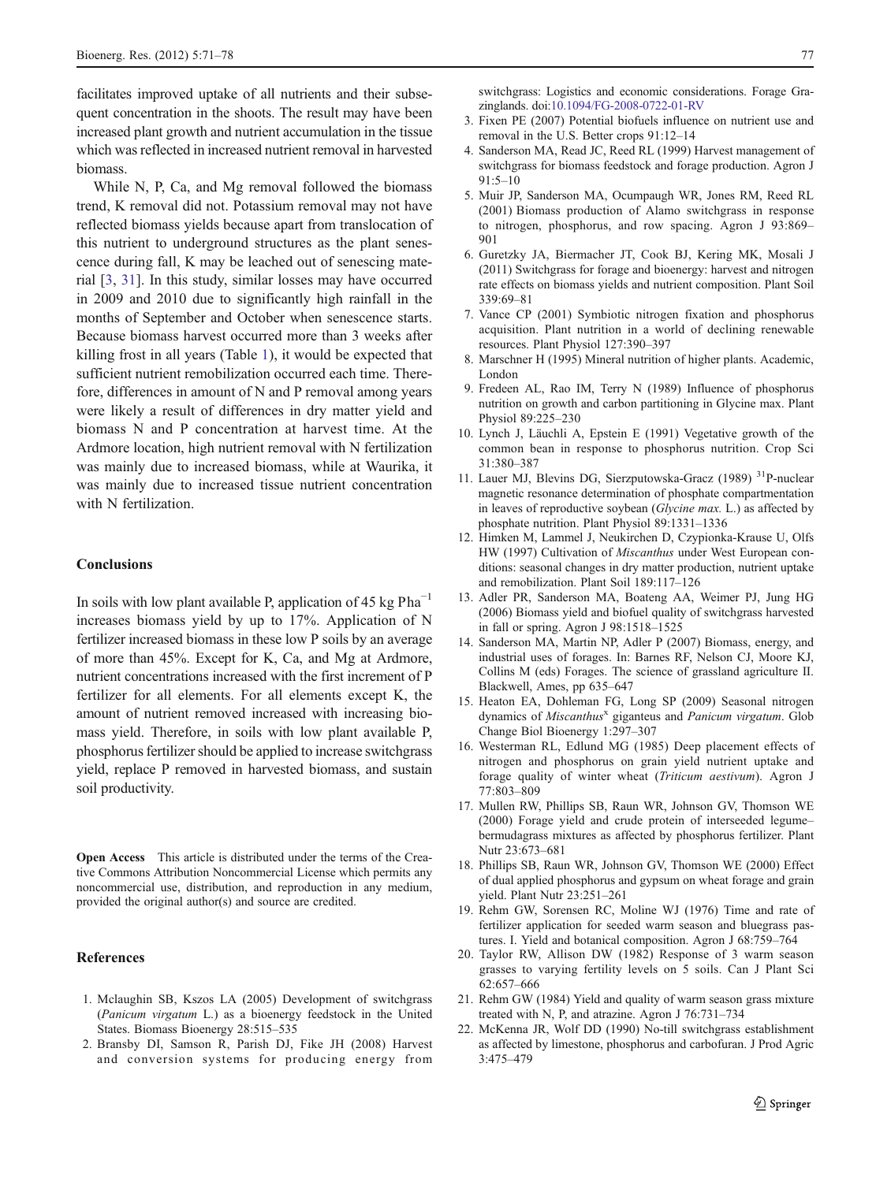facilitates improved uptake of all nutrients and their subsequent concentration in the shoots. The result may have been increased plant growth and nutrient accumulation in the tissue which was reflected in increased nutrient removal in harvested biomass.

While N, P, Ca, and Mg removal followed the biomass trend, K removal did not. Potassium removal may not have reflected biomass yields because apart from translocation of this nutrient to underground structures as the plant senescence during fall, K may be leached out of senescing material [3, 31]. In this study, similar losses may have occurred in 2009 and 2010 due to significantly high rainfall in the months of September and October when senescence starts. Because biomass harvest occurred more than 3 weeks after killing frost in all years (Table 1), it would be expected that sufficient nutrient remobilization occurred each time. Therefore, differences in amount of N and P removal among years were likely a result of differences in dry matter yield and biomass N and P concentration at harvest time. At the Ardmore location, high nutrient removal with N fertilization was mainly due to increased biomass, while at Waurika, it was mainly due to increased tissue nutrient concentration with N fertilization.

## Conclusions

In soils with low plant available P, application of 45 kg P $\mathrm{ha}^{-1}$ increases biomass yield by up to 17%. Application of N fertilizer increased biomass in these low P soils by an average of more than 45%. Except for K, Ca, and Mg at Ardmore, nutrient concentrations increased with the first increment of P fertilizer for all elements. For all elements except K, the amount of nutrient removed increased with increasing biomass yield. Therefore, in soils with low plant available P, phosphorus fertilizer should be applied to increase switchgrass yield, replace P removed in harvested biomass, and sustain soil productivity.

**Open Access** This article is distributed under the terms of the Creative Commons Attribution Noncommercial License which permits any noncommercial use, distribution, and reproduction in any medium, provided the original author(s) and source are credited.

## References

1. Mclaughin SB, Kszos LA (2005) Development of switchgrass (*Panicum virgatum* L.) as a bioenergy feedstock in the United States. Biomass Bioenergy 28:515–535
2. Bransby DI, Samson R, Parish DJ, Fike JH (2008) Harvest and conversion systems for producing energy from switchgrass: Logistics and economic considerations. Forage Grazinglands. doi:10.1094/FG-2008-0722-01-RV
3. Fixen PE (2007) Potential biofuels influence on nutrient use and removal in the U.S. Better crops 91:12–14
4. Sanderson MA, Read JC, Reed RL (1999) Harvest management of switchgrass for biomass feedstock and forage production. Agron J 91:5–10
5. Muir JP, Sanderson MA, Ocumpaugh WR, Jones RM, Reed RL (2001) Biomass production of Alamo switchgrass in response to nitrogen, phosphorus, and row spacing. Agron J 93:869–901
6. Guretzky JA, Biermacher JT, Cook BJ, Kering MK, Mosali J (2011) Switchgrass for forage and bioenergy: harvest and nitrogen rate effects on biomass yields and nutrient composition. Plant Soil 339:69–81
7. Vance CP (2001) Symbiotic nitrogen fixation and phosphorus acquisition. Plant nutrition in a world of declining renewable resources. Plant Physiol 127:390–397
8. Marschner H (1995) Mineral nutrition of higher plants. Academic, London
9. Fredeen AL, Rao IM, Terry N (1989) Influence of phosphorus nutrition on growth and carbon partitioning in Glycine max. Plant Physiol 89:225–230
10. Lynch J, Läuchli A, Epstein E (1991) Vegetative growth of the common bean in response to phosphorus nutrition. Crop Sci 31:380–387
11. Lauer MJ, Blevins DG, Sierzputowska-Gracz (1989) $^{31}$P-nuclear magnetic resonance determination of phosphate compartmentation in leaves of reproductive soybean (*Glycine max.* L.) as affected by phosphate nutrition. Plant Physiol 89:1331–1336
12. Himken M, Lammel J, Neukirchen D, Czypionka-Krause U, Olfs HW (1997) Cultivation of *Miscanthus* under West European conditions: seasonal changes in dry matter production, nutrient uptake and remobilization. Plant Soil 189:117–126
13. Adler PR, Sanderson MA, Boateng AA, Weimer PJ, Jung HG (2006) Biomass yield and biofuel quality of switchgrass harvested in fall or spring. Agron J 98:1518–1525
14. Sanderson MA, Martin NP, Adler P (2007) Biomass, energy, and industrial uses of forages. In: Barnes RF, Nelson CJ, Moore KJ, Collins M (eds) Forages. The science of grassland agriculture II. Blackwell, Ames, pp 635–647
15. Heaton EA, Dohleman FG, Long SP (2009) Seasonal nitrogen dynamics of *Miscanthus*$^{x}$ giganteus and *Panicum virgatum*. Glob Change Biol Bioenergy 1:297–307
16. Westerman RL, Edlund MG (1985) Deep placement effects of nitrogen and phosphorus on grain yield nutrient uptake and forage quality of winter wheat (*Triticum aestivum*). Agron J 77:803–809
17. Mullen RW, Phillips SB, Raun WR, Johnson GV, Thomson WE (2000) Forage yield and crude protein of interseeded legume–bermudagrass mixtures as affected by phosphorus fertilizer. Plant Nutr 23:673–681
18. Phillips SB, Raun WR, Johnson GV, Thomson WE (2000) Effect of dual applied phosphorus and gypsum on wheat forage and grain yield. Plant Nutr 23:251–261
19. Rehm GW, Sorensen RC, Moline WJ (1976) Time and rate of fertilizer application for seeded warm season and bluegrass pastures. I. Yield and botanical composition. Agron J 68:759–764
20. Taylor RW, Allison DW (1982) Response of 3 warm season grasses to varying fertility levels on 5 soils. Can J Plant Sci 62:657–666
21. Rehm GW (1984) Yield and quality of warm season grass mixture treated with N, P, and atrazine. Agron J 76:731–734
22. McKenna JR, Wolf DD (1990) No-till switchgrass establishment as affected by limestone, phosphorus and carbofuran. J Prod Agric 3:475–479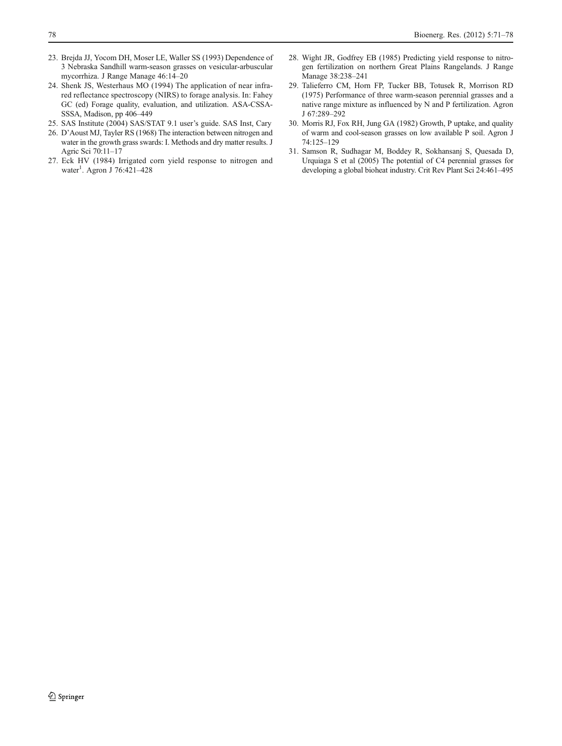23. Brejda JJ, Yocom DH, Moser LE, Waller SS (1993) Dependence of 3 Nebraska Sandhill warm-season grasses on vesicular-arbuscular mycorrhiza. J Range Manage 46:14–20
24. Shenk JS, Westerhaus MO (1994) The application of near infrared reflectance spectroscopy (NIRS) to forage analysis. In: Fahey GC (ed) Forage quality, evaluation, and utilization. ASA-CSSA-SSSA, Madison, pp 406–449
25. SAS Institute (2004) SAS/STAT 9.1 user's guide. SAS Inst, Cary
26. D'Aoust MJ, Tayler RS (1968) The interaction between nitrogen and water in the growth grass swards: I. Methods and dry matter results. J Agric Sci 70:11–17
27. Eck HV (1984) Irrigated corn yield response to nitrogen and water[1]. Agron J 76:421–428
28. Wight JR, Godfrey EB (1985) Predicting yield response to nitrogen fertilization on northern Great Plains Rangelands. J Range Manage 38:238–241
29. Talieferro CM, Horn FP, Tucker BB, Totusek R, Morrison RD (1975) Performance of three warm-season perennial grasses and a native range mixture as influenced by N and P fertilization. Agron J 67:289–292
30. Morris RJ, Fox RH, Jung GA (1982) Growth, P uptake, and quality of warm and cool-season grasses on low available P soil. Agron J 74:125–129
31. Samson R, Sudhagar M, Boddey R, Sokhansanj S, Quesada D, Urquiaga S et al (2005) The potential of C4 perennial grasses for developing a global bioheat industry. Crit Rev Plant Sci 24:461–495